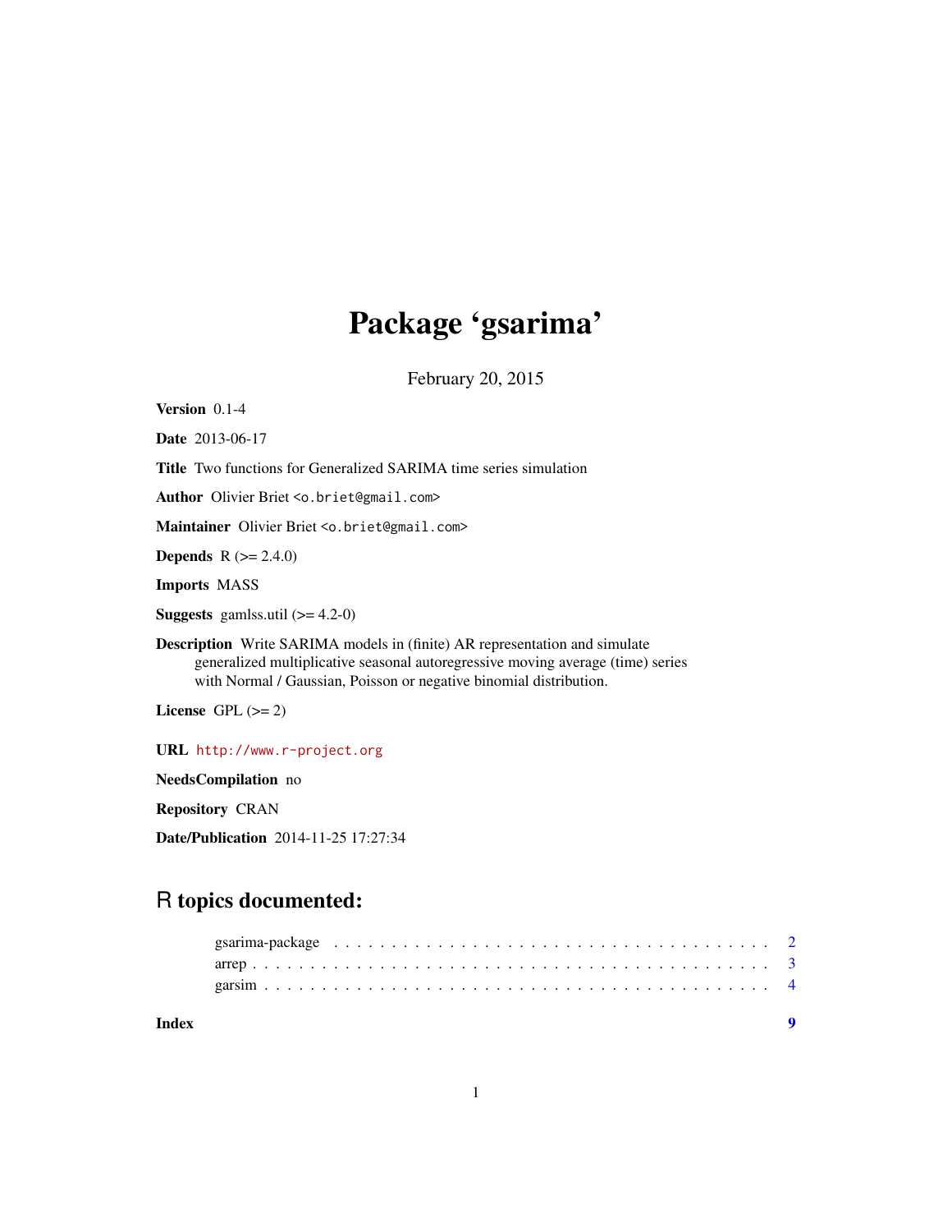# Package 'gsarima'

February 20, 2015

**Version** 0.1-4

**Date** 2013-06-17

**Title** Two functions for Generalized SARIMA time series simulation

**Author** Olivier Briet <o.briet@gmail.com>

**Maintainer** Olivier Briet <o.briet@gmail.com>

**Depends** R (>= 2.4.0)

**Imports** MASS

**Suggests** gamlss.util (>= 4.2-0)

**Description** Write SARIMA models in (finite) AR representation and simulate generalized multiplicative seasonal autoregressive moving average (time) series with Normal / Gaussian, Poisson or negative binomial distribution.

**License** GPL (>= 2)

**URL** http://www.r-project.org

**NeedsCompilation** no

**Repository** CRAN

**Date/Publication** 2014-11-25 17:27:34

## R topics documented:

| | |
|---|---|
| gsarima-package | 2 |
| arrep | 3 |
| garsim | 4 |
| **Index** | **9** |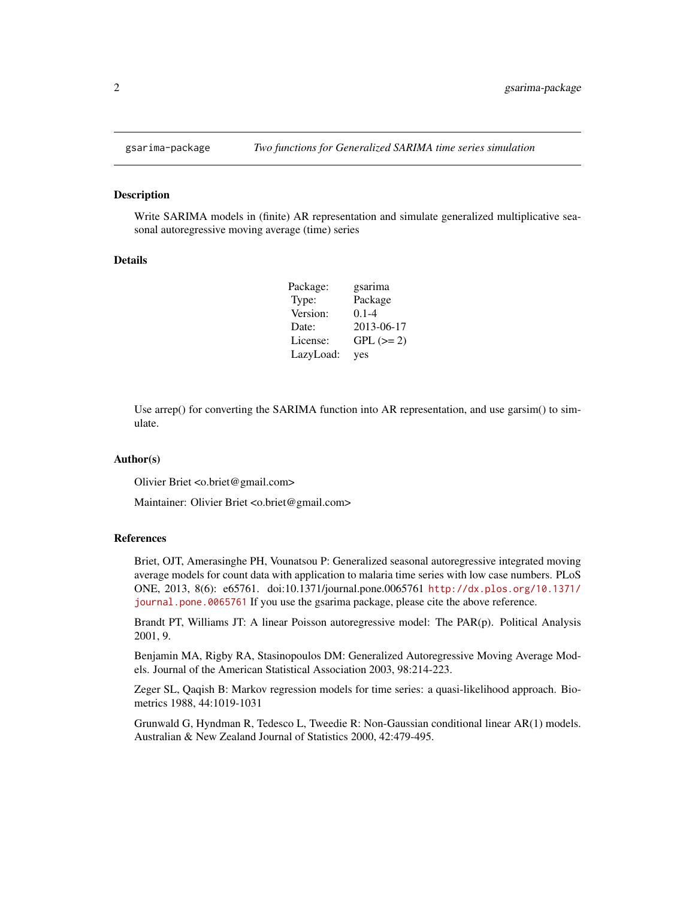# gsarima-package — *Two functions for Generalized SARIMA time series simulation*

## Description

Write SARIMA models in (finite) AR representation and simulate generalized multiplicative seasonal autoregressive moving average (time) series

## Details

| | |
|---|---|
| Package: | gsarima |
| Type: | Package |
| Version: | 0.1-4 |
| Date: | 2013-06-17 |
| License: | GPL (>= 2) |
| LazyLoad: | yes |

Use arrep() for converting the SARIMA function into AR representation, and use garsim() to simulate.

## Author(s)

Olivier Briet <o.briet@gmail.com>

Maintainer: Olivier Briet <o.briet@gmail.com>

## References

Briet, OJT, Amerasinghe PH, Vounatsou P: Generalized seasonal autoregressive integrated moving average models for count data with application to malaria time series with low case numbers. PLoS ONE, 2013, 8(6): e65761. doi:10.1371/journal.pone.0065761 http://dx.plos.org/10.1371/journal.pone.0065761 If you use the gsarima package, please cite the above reference.

Brandt PT, Williams JT: A linear Poisson autoregressive model: The PAR(p). Political Analysis 2001, 9.

Benjamin MA, Rigby RA, Stasinopoulos DM: Generalized Autoregressive Moving Average Models. Journal of the American Statistical Association 2003, 98:214-223.

Zeger SL, Qaqish B: Markov regression models for time series: a quasi-likelihood approach. Biometrics 1988, 44:1019-1031

Grunwald G, Hyndman R, Tedesco L, Tweedie R: Non-Gaussian conditional linear AR(1) models. Australian & New Zealand Journal of Statistics 2000, 42:479-495.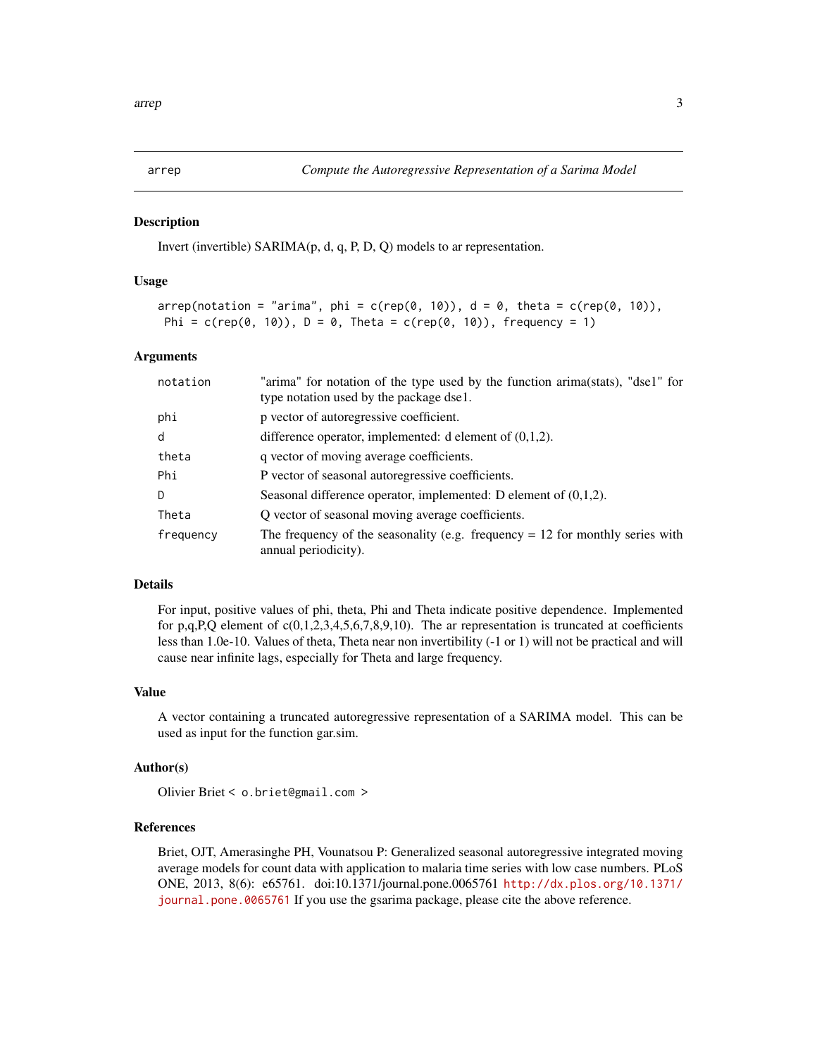# arrep — *Compute the Autoregressive Representation of a Sarima Model*

## Description

Invert (invertible) SARIMA(p, d, q, P, D, Q) models to ar representation.

## Usage

```
arrep(notation = "arima", phi = c(rep(0, 10)), d = 0, theta = c(rep(0, 10)),
 Phi = c(rep(0, 10)), D = 0, Theta = c(rep(0, 10)), frequency = 1)
```

## Arguments

| | |
|---|---|
| `notation` | "arima" for notation of the type used by the function arima(stats), "dse1" for type notation used by the package dse1. |
| `phi` | p vector of autoregressive coefficient. |
| `d` | difference operator, implemented: d element of (0,1,2). |
| `theta` | q vector of moving average coefficients. |
| `Phi` | P vector of seasonal autoregressive coefficients. |
| `D` | Seasonal difference operator, implemented: D element of (0,1,2). |
| `Theta` | Q vector of seasonal moving average coefficients. |
| `frequency` | The frequency of the seasonality (e.g. frequency = 12 for monthly series with annual periodicity). |

## Details

For input, positive values of phi, theta, Phi and Theta indicate positive dependence. Implemented for p,q,P,Q element of c(0,1,2,3,4,5,6,7,8,9,10). The ar representation is truncated at coefficients less than 1.0e-10. Values of theta, Theta near non invertibility (-1 or 1) will not be practical and will cause near infinite lags, especially for Theta and large frequency.

## Value

A vector containing a truncated autoregressive representation of a SARIMA model. This can be used as input for the function gar.sim.

## Author(s)

Olivier Briet < `o.briet@gmail.com` >

## References

Briet, OJT, Amerasinghe PH, Vounatsou P: Generalized seasonal autoregressive integrated moving average models for count data with application to malaria time series with low case numbers. PLoS ONE, 2013, 8(6): e65761. doi:10.1371/journal.pone.0065761 http://dx.plos.org/10.1371/journal.pone.0065761 If you use the gsarima package, please cite the above reference.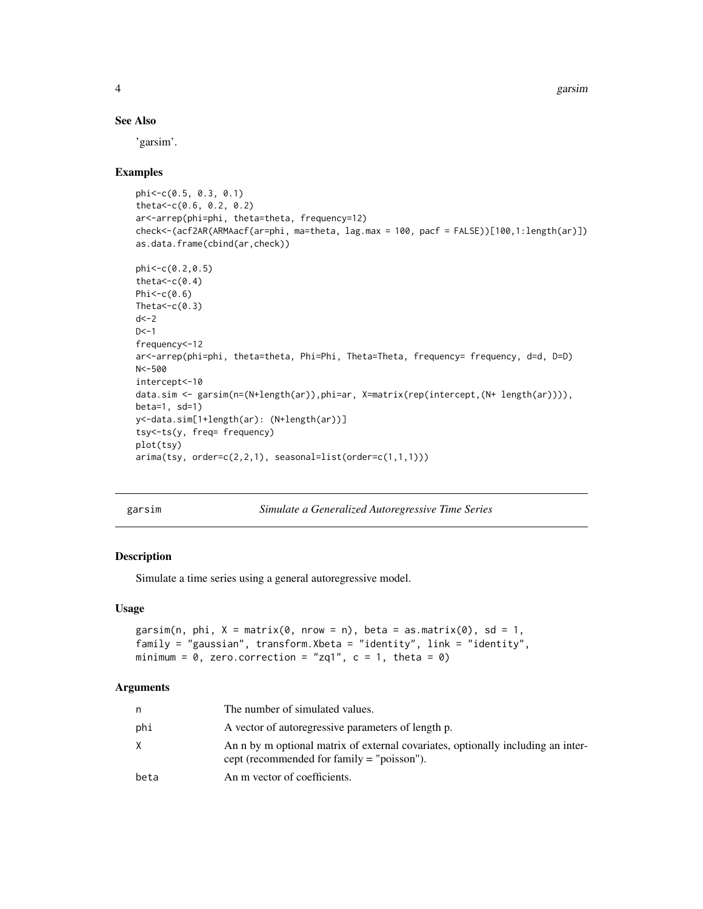### See Also

'garsim'.

### Examples

```
phi<-c(0.5, 0.3, 0.1)
theta<-c(0.6, 0.2, 0.2)
ar<-arrep(phi=phi, theta=theta, frequency=12)
check<-(acf2AR(ARMAacf(ar=phi, ma=theta, lag.max = 100, pacf = FALSE))[100,1:length(ar)])
as.data.frame(cbind(ar,check))

phi<-c(0.2,0.5)
theta<-c(0.4)
Phi<-c(0.6)
Theta<-c(0.3)
d<-2
D<-1
frequency<-12
ar<-arrep(phi=phi, theta=theta, Phi=Phi, Theta=Theta, frequency= frequency, d=d, D=D)
N<-500
intercept<-10
data.sim <- garsim(n=(N+length(ar)),phi=ar, X=matrix(rep(intercept,(N+ length(ar)))),
beta=1, sd=1)
y<-data.sim[1+length(ar): (N+length(ar))]
tsy<-ts(y, freq= frequency)
plot(tsy)
arima(tsy, order=c(2,2,1), seasonal=list(order=c(1,1,1)))
```

---

## garsim — *Simulate a Generalized Autoregressive Time Series*

### Description

Simulate a time series using a general autoregressive model.

### Usage

```
garsim(n, phi, X = matrix(0, nrow = n), beta = as.matrix(0), sd = 1,
family = "gaussian", transform.Xbeta = "identity", link = "identity",
minimum = 0, zero.correction = "zq1", c = 1, theta = 0)
```

### Arguments

| | |
|---|---|
| n | The number of simulated values. |
| phi | A vector of autoregressive parameters of length p. |
| X | An n by m optional matrix of external covariates, optionally including an intercept (recommended for family = "poisson"). |
| beta | An m vector of coefficients. |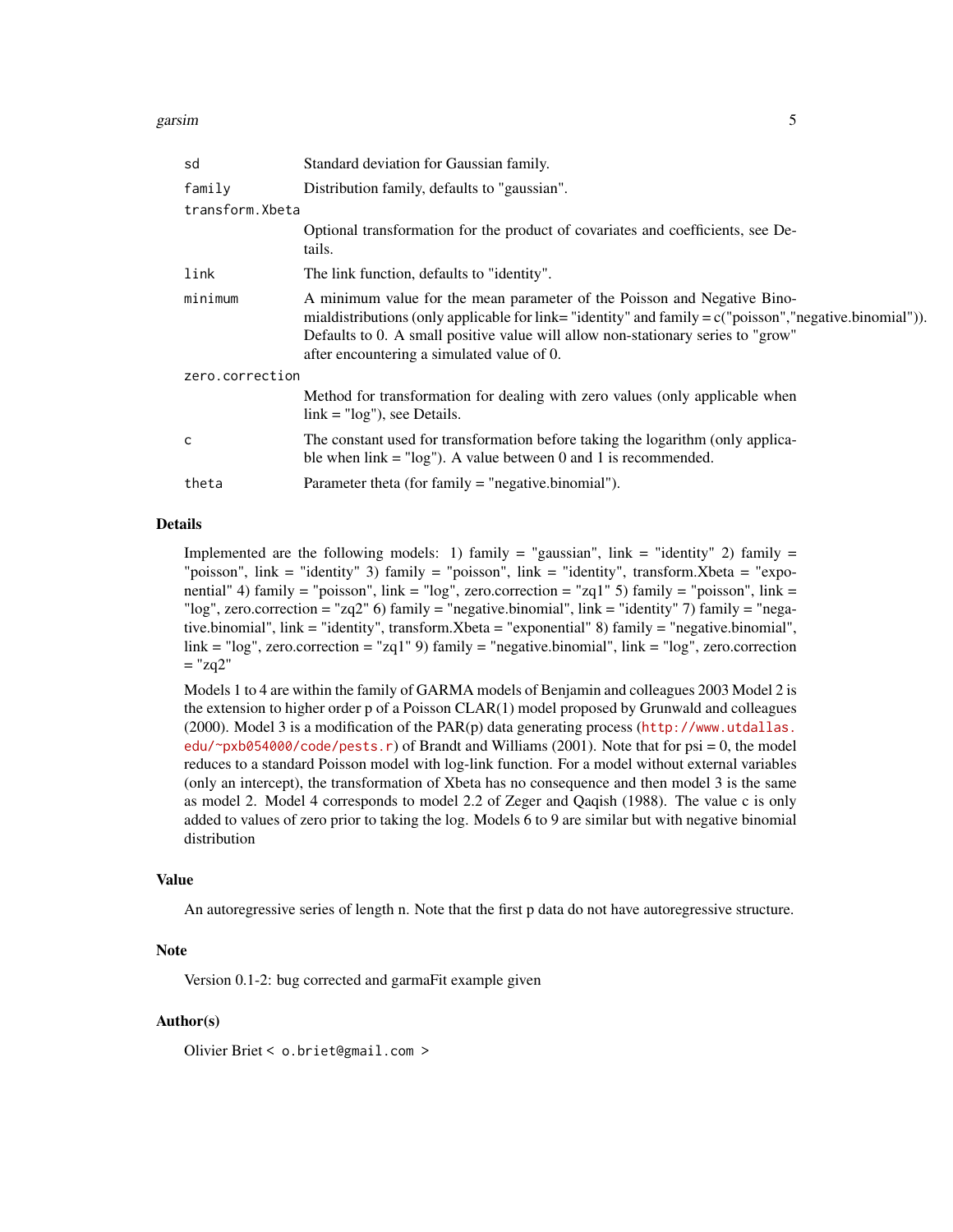| | |
|---|---|
| sd | Standard deviation for Gaussian family. |
| family | Distribution family, defaults to "gaussian". |
| transform.Xbeta | Optional transformation for the product of covariates and coefficients, see Details. |
| link | The link function, defaults to "identity". |
| minimum | A minimum value for the mean parameter of the Poisson and Negative Binomialdistributions (only applicable for link= "identity" and family = c("poisson","negative.binomial")). Defaults to 0. A small positive value will allow non-stationary series to "grow" after encountering a simulated value of 0. |
| zero.correction | Method for transformation for dealing with zero values (only applicable when link = "log"), see Details. |
| c | The constant used for transformation before taking the logarithm (only applicable when link = "log"). A value between 0 and 1 is recommended. |
| theta | Parameter theta (for family = "negative.binomial"). |

## Details

Implemented are the following models: 1) family = "gaussian", link = "identity" 2) family = "poisson", link = "identity" 3) family = "poisson", link = "identity", transform.Xbeta = "exponential" 4) family = "poisson", link = "log", zero.correction = "zq1" 5) family = "poisson", link = "log", zero.correction = "zq2" 6) family = "negative.binomial", link = "identity" 7) family = "negative.binomial", link = "identity", transform.Xbeta = "exponential" 8) family = "negative.binomial", link = "log", zero.correction = "zq1" 9) family = "negative.binomial", link = "log", zero.correction = "zq2"

Models 1 to 4 are within the family of GARMA models of Benjamin and colleagues 2003 Model 2 is the extension to higher order p of a Poisson CLAR(1) model proposed by Grunwald and colleagues (2000). Model 3 is a modification of the PAR(p) data generating process (http://www.utdallas.edu/~pxb054000/code/pests.r) of Brandt and Williams (2001). Note that for psi = 0, the model reduces to a standard Poisson model with log-link function. For a model without external variables (only an intercept), the transformation of Xbeta has no consequence and then model 3 is the same as model 2. Model 4 corresponds to model 2.2 of Zeger and Qaqish (1988). The value c is only added to values of zero prior to taking the log. Models 6 to 9 are similar but with negative binomial distribution

## Value

An autoregressive series of length n. Note that the first p data do not have autoregressive structure.

## Note

Version 0.1-2: bug corrected and garmaFit example given

## Author(s)

Olivier Briet < o.briet@gmail.com >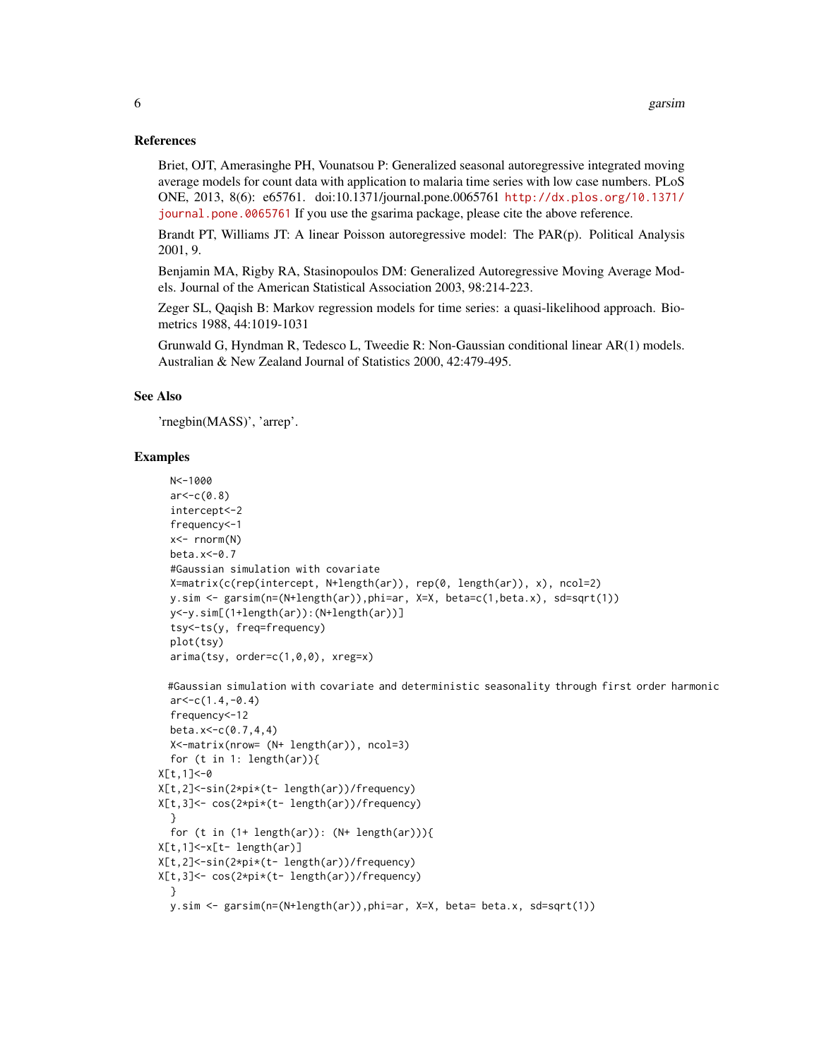## References

Briet, OJT, Amerasinghe PH, Vounatsou P: Generalized seasonal autoregressive integrated moving average models for count data with application to malaria time series with low case numbers. PLoS ONE, 2013, 8(6): e65761. doi:10.1371/journal.pone.0065761 http://dx.plos.org/10.1371/journal.pone.0065761 If you use the gsarima package, please cite the above reference.

Brandt PT, Williams JT: A linear Poisson autoregressive model: The PAR(p). Political Analysis 2001, 9.

Benjamin MA, Rigby RA, Stasinopoulos DM: Generalized Autoregressive Moving Average Models. Journal of the American Statistical Association 2003, 98:214-223.

Zeger SL, Qaqish B: Markov regression models for time series: a quasi-likelihood approach. Biometrics 1988, 44:1019-1031

Grunwald G, Hyndman R, Tedesco L, Tweedie R: Non-Gaussian conditional linear AR(1) models. Australian & New Zealand Journal of Statistics 2000, 42:479-495.

## See Also

'rnegbin(MASS)', 'arrep'.

## Examples

```
  N<-1000
  ar<-c(0.8)
  intercept<-2
  frequency<-1
  x<- rnorm(N)
  beta.x<-0.7
  #Gaussian simulation with covariate
  X=matrix(c(rep(intercept, N+length(ar)), rep(0, length(ar)), x), ncol=2)
  y.sim <- garsim(n=(N+length(ar)),phi=ar, X=X, beta=c(1,beta.x), sd=sqrt(1))
  y<-y.sim[(1+length(ar)):(N+length(ar))]
  tsy<-ts(y, freq=frequency)
  plot(tsy)
  arima(tsy, order=c(1,0,0), xreg=x)

 #Gaussian simulation with covariate and deterministic seasonality through first order harmonic
  ar<-c(1.4,-0.4)
  frequency<-12
  beta.x<-c(0.7,4,4)
  X<-matrix(nrow= (N+ length(ar)), ncol=3)
  for (t in 1: length(ar)){
X[t,1]<-0
X[t,2]<-sin(2*pi*(t- length(ar))/frequency)
X[t,3]<- cos(2*pi*(t- length(ar))/frequency)
  }
  for (t in (1+ length(ar)): (N+ length(ar))){
X[t,1]<-x[t- length(ar)]
X[t,2]<-sin(2*pi*(t- length(ar))/frequency)
X[t,3]<- cos(2*pi*(t- length(ar))/frequency)
  }
  y.sim <- garsim(n=(N+length(ar)),phi=ar, X=X, beta= beta.x, sd=sqrt(1))
```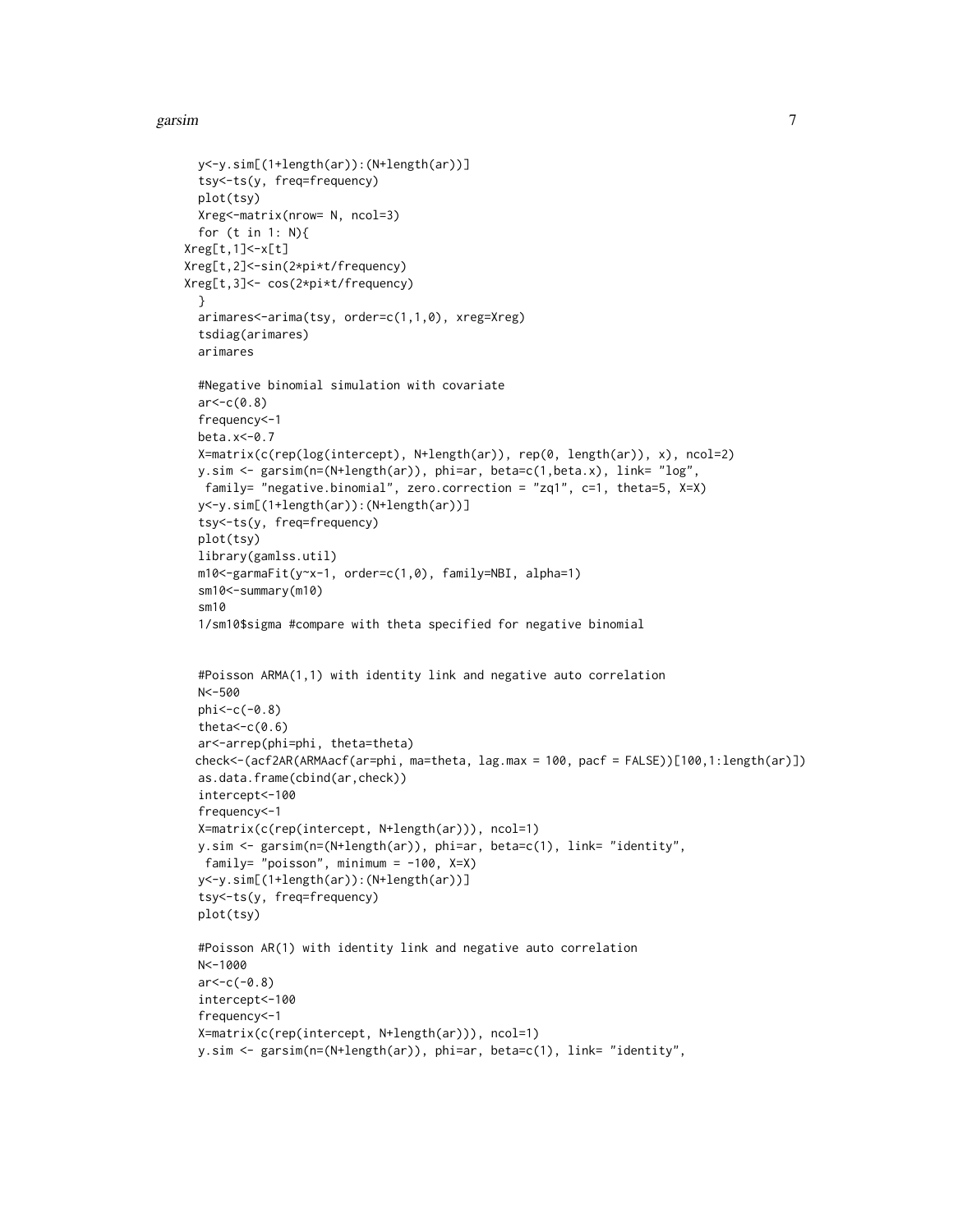```
y<-y.sim[(1+length(ar)):(N+length(ar))]
tsy<-ts(y, freq=frequency)
plot(tsy)
Xreg<-matrix(nrow= N, ncol=3)
for (t in 1: N){
Xreg[t,1]<-x[t]
Xreg[t,2]<-sin(2*pi*t/frequency)
Xreg[t,3]<- cos(2*pi*t/frequency)
}
arimares<-arima(tsy, order=c(1,1,0), xreg=Xreg)
tsdiag(arimares)
arimares

#Negative binomial simulation with covariate
ar<-c(0.8)
frequency<-1
beta.x<-0.7
X=matrix(c(rep(log(intercept), N+length(ar)), rep(0, length(ar)), x), ncol=2)
y.sim <- garsim(n=(N+length(ar)), phi=ar, beta=c(1,beta.x), link= "log",
 family= "negative.binomial", zero.correction = "zq1", c=1, theta=5, X=X)
y<-y.sim[(1+length(ar)):(N+length(ar))]
tsy<-ts(y, freq=frequency)
plot(tsy)
library(gamlss.util)
m10<-garmaFit(y~x-1, order=c(1,0), family=NBI, alpha=1)
sm10<-summary(m10)
sm10
1/sm10$sigma #compare with theta specified for negative binomial


#Poisson ARMA(1,1) with identity link and negative auto correlation
N<-500
phi<-c(-0.8)
theta<-c(0.6)
ar<-arrep(phi=phi, theta=theta)
check<-(acf2AR(ARMAacf(ar=phi, ma=theta, lag.max = 100, pacf = FALSE))[100,1:length(ar)])
as.data.frame(cbind(ar,check))
intercept<-100
frequency<-1
X=matrix(c(rep(intercept, N+length(ar))), ncol=1)
y.sim <- garsim(n=(N+length(ar)), phi=ar, beta=c(1), link= "identity",
 family= "poisson", minimum = -100, X=X)
y<-y.sim[(1+length(ar)):(N+length(ar))]
tsy<-ts(y, freq=frequency)
plot(tsy)

#Poisson AR(1) with identity link and negative auto correlation
N<-1000
ar<-c(-0.8)
intercept<-100
frequency<-1
X=matrix(c(rep(intercept, N+length(ar))), ncol=1)
y.sim <- garsim(n=(N+length(ar)), phi=ar, beta=c(1), link= "identity",
```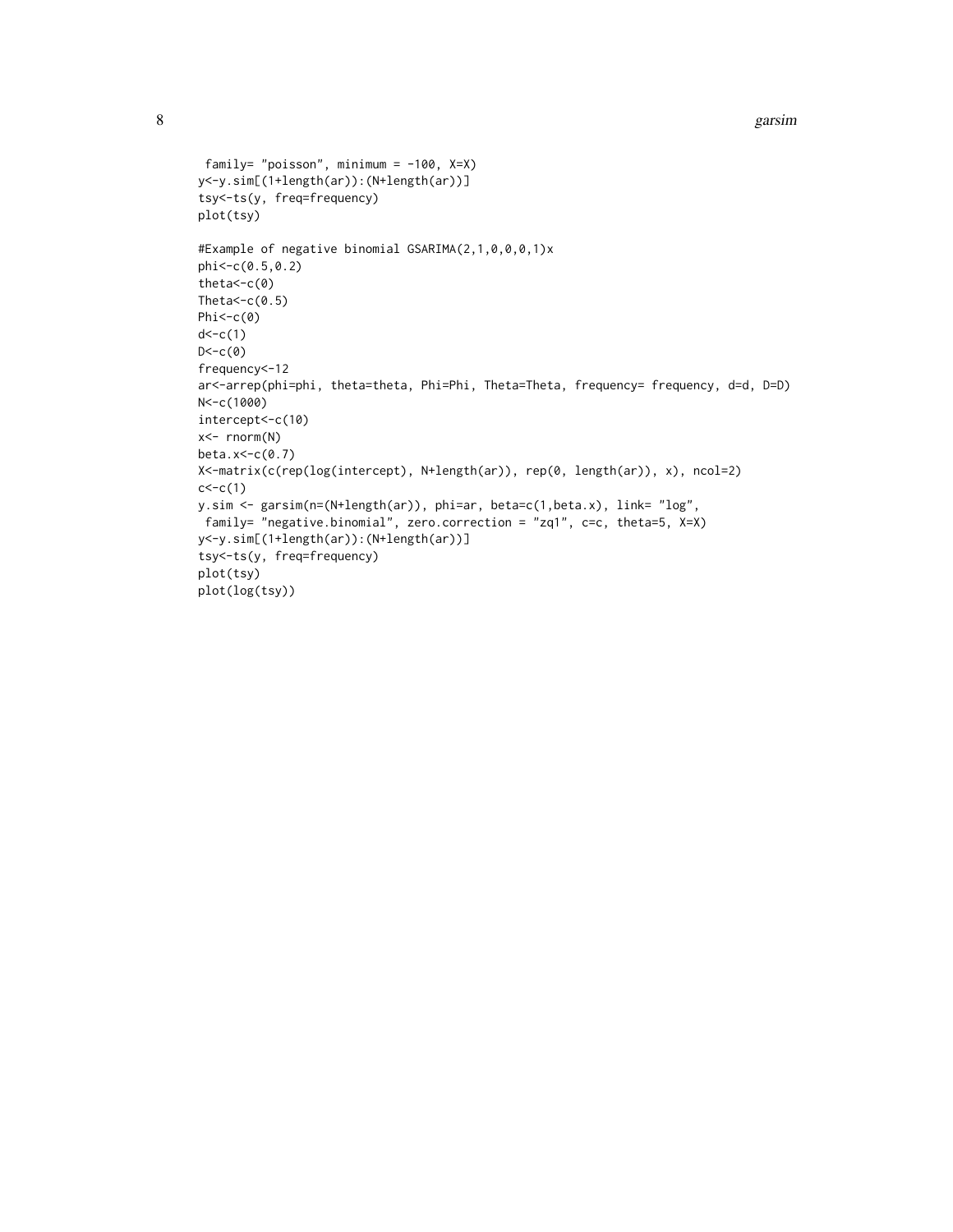```
 family= "poisson", minimum = -100, X=X)
y<-y.sim[(1+length(ar)):(N+length(ar))]
tsy<-ts(y, freq=frequency)
plot(tsy)

#Example of negative binomial GSARIMA(2,1,0,0,0,1)x
phi<-c(0.5,0.2)
theta<-c(0)
Theta<-c(0.5)
Phi<-c(0)
d<-c(1)
D<-c(0)
frequency<-12
ar<-arrep(phi=phi, theta=theta, Phi=Phi, Theta=Theta, frequency= frequency, d=d, D=D)
N<-c(1000)
intercept<-c(10)
x<- rnorm(N)
beta.x<-c(0.7)
X<-matrix(c(rep(log(intercept), N+length(ar)), rep(0, length(ar)), x), ncol=2)
c<-c(1)
y.sim <- garsim(n=(N+length(ar)), phi=ar, beta=c(1,beta.x), link= "log",
 family= "negative.binomial", zero.correction = "zq1", c=c, theta=5, X=X)
y<-y.sim[(1+length(ar)):(N+length(ar))]
tsy<-ts(y, freq=frequency)
plot(tsy)
plot(log(tsy))
```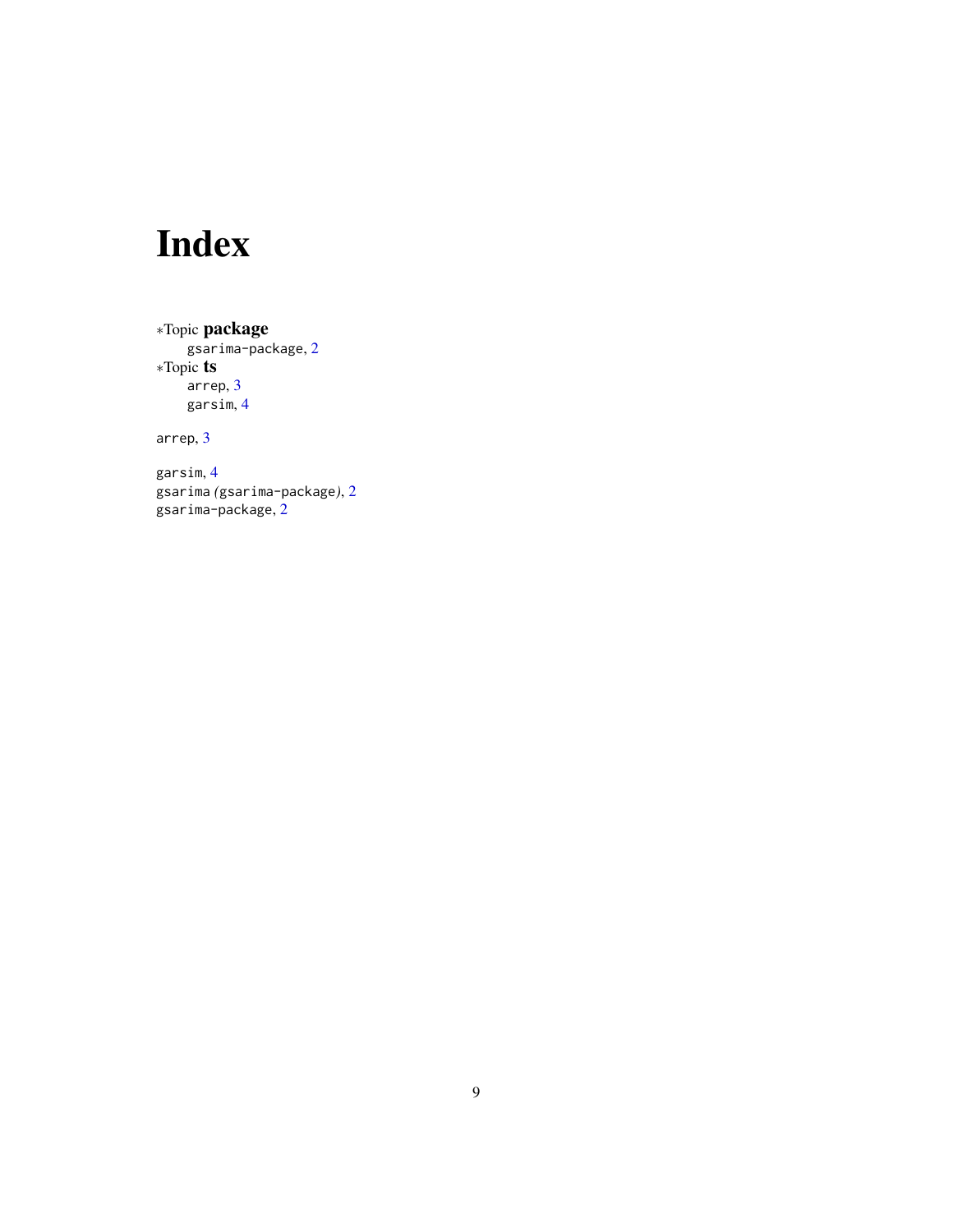# Index

*Topic **package**
    gsarima-package, 2
*Topic **ts**
    arrep, 3
    garsim, 4

arrep, 3

garsim, 4
gsarima (gsarima-package), 2
gsarima-package, 2